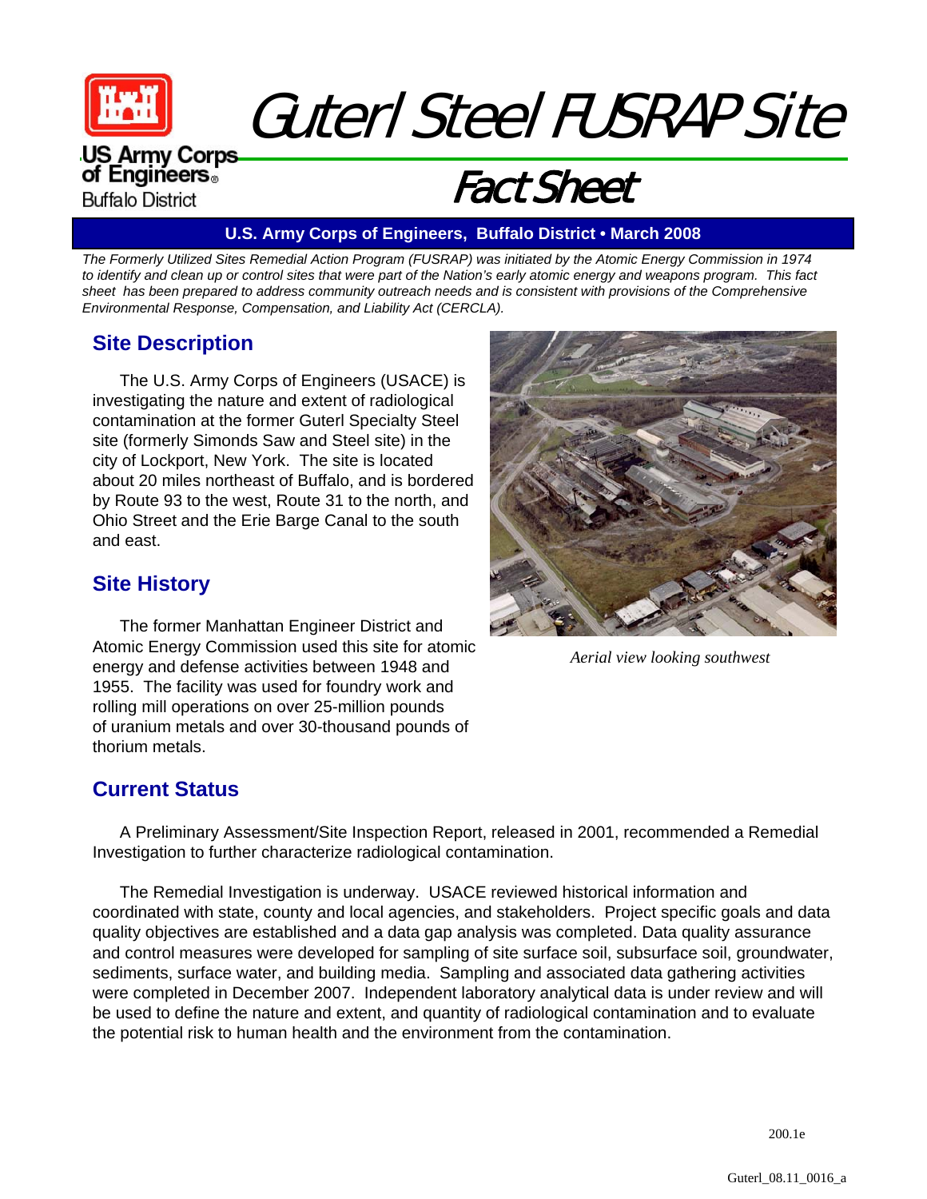# Guterl Steel FUSRAP Site

US Army Corps of Engineers
Buffalo District

## Fact Sheet

**U.S. Army Corps of Engineers, Buffalo District • March 2008**

*The Formerly Utilized Sites Remedial Action Program (FUSRAP) was initiated by the Atomic Energy Commission in 1974 to identify and clean up or control sites that were part of the Nation's early atomic energy and weapons program. This fact sheet has been prepared to address community outreach needs and is consistent with provisions of the Comprehensive Environmental Response, Compensation, and Liability Act (CERCLA).*

## Site Description

The U.S. Army Corps of Engineers (USACE) is investigating the nature and extent of radiological contamination at the former Guterl Specialty Steel site (formerly Simonds Saw and Steel site) in the city of Lockport, New York. The site is located about 20 miles northeast of Buffalo, and is bordered by Route 93 to the west, Route 31 to the north, and Ohio Street and the Erie Barge Canal to the south and east.

*Aerial view looking southwest*

## Site History

The former Manhattan Engineer District and Atomic Energy Commission used this site for atomic energy and defense activities between 1948 and 1955. The facility was used for foundry work and rolling mill operations on over 25-million pounds of uranium metals and over 30-thousand pounds of thorium metals.

## Current Status

A Preliminary Assessment/Site Inspection Report, released in 2001, recommended a Remedial Investigation to further characterize radiological contamination.

The Remedial Investigation is underway. USACE reviewed historical information and coordinated with state, county and local agencies, and stakeholders. Project specific goals and data quality objectives are established and a data gap analysis was completed. Data quality assurance and control measures were developed for sampling of site surface soil, subsurface soil, groundwater, sediments, surface water, and building media. Sampling and associated data gathering activities were completed in December 2007. Independent laboratory analytical data is under review and will be used to define the nature and extent, and quantity of radiological contamination and to evaluate the potential risk to human health and the environment from the contamination.

200.1e

Guterl_08.11_0016_a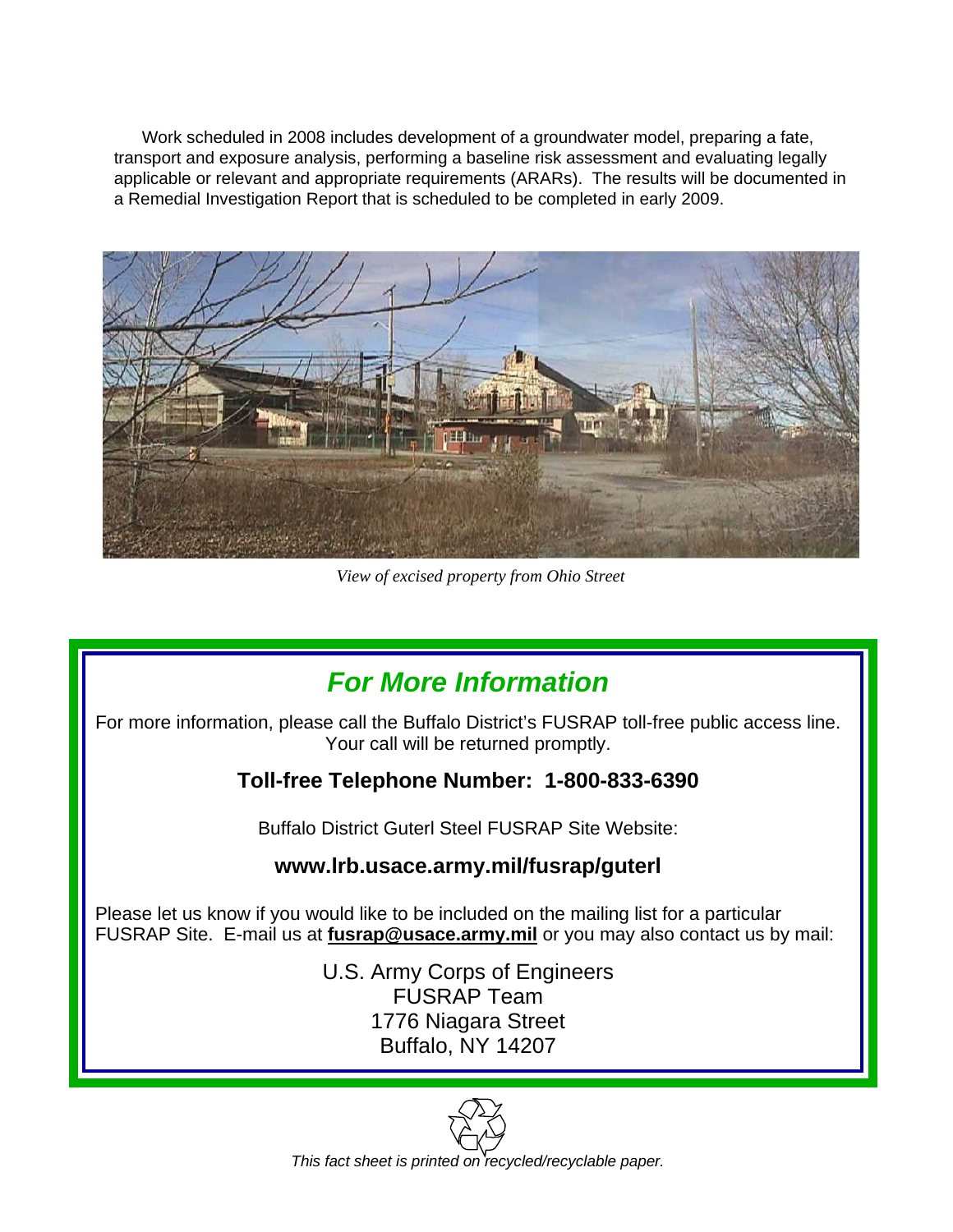Work scheduled in 2008 includes development of a groundwater model, preparing a fate, transport and exposure analysis, performing a baseline risk assessment and evaluating legally applicable or relevant and appropriate requirements (ARARs). The results will be documented in a Remedial Investigation Report that is scheduled to be completed in early 2009.

*View of excised property from Ohio Street*

## *For More Information*

For more information, please call the Buffalo District's FUSRAP toll-free public access line. Your call will be returned promptly.

**Toll-free Telephone Number: 1-800-833-6390**

Buffalo District Guterl Steel FUSRAP Site Website:

**www.lrb.usace.army.mil/fusrap/guterl**

Please let us know if you would like to be included on the mailing list for a particular FUSRAP Site. E-mail us at **fusrap@usace.army.mil** or you may also contact us by mail:

U.S. Army Corps of Engineers
FUSRAP Team
1776 Niagara Street
Buffalo, NY 14207

*This fact sheet is printed on recycled/recyclable paper.*